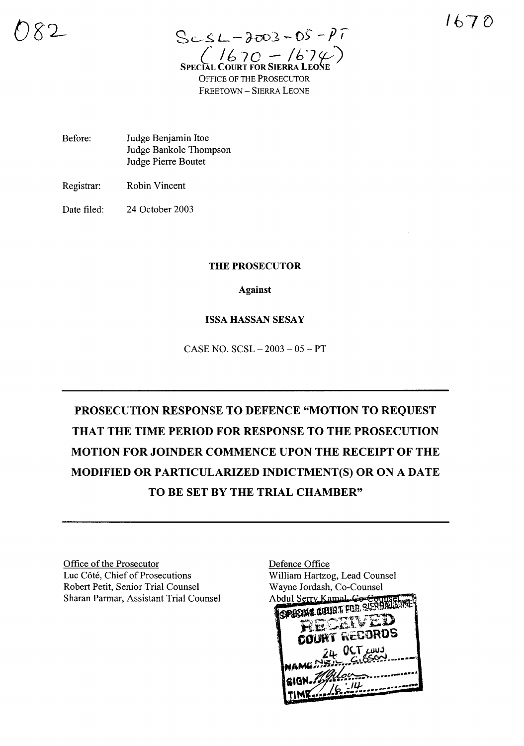082

1670

SCSL-2003-05-PT
(1670 – 1674)

SPECIAL COURT FOR SIERRA LEONE
OFFICE OF THE PROSECUTOR
FREETOWN – SIERRA LEONE

Before: Judge Benjamin Itoe
Judge Bankole Thompson
Judge Pierre Boutet

Registrar: Robin Vincent

Date filed: 24 October 2003

**THE PROSECUTOR**

**Against**

**ISSA HASSAN SESAY**

CASE NO. SCSL – 2003 – 05 – PT

# PROSECUTION RESPONSE TO DEFENCE "MOTION TO REQUEST THAT THE TIME PERIOD FOR RESPONSE TO THE PROSECUTION MOTION FOR JOINDER COMMENCE UPON THE RECEIPT OF THE MODIFIED OR PARTICULARIZED INDICTMENT(S) OR ON A DATE TO BE SET BY THE TRIAL CHAMBER"

Office of the Prosecutor
Luc Côté, Chief of Prosecutions
Robert Petit, Senior Trial Counsel
Sharan Parmar, Assistant Trial Counsel

Defence Office
William Hartzog, Lead Counsel
Wayne Jordash, Co-Counsel
Abdul Serry Kamal, Co-Counsel

SPECIAL COURT FOR SIERRA LEONE
RECEIVED
COURT RECORDS
24 OCT 2003
NAME: NEIL GIBSON
SIGN.
TIME: 16:14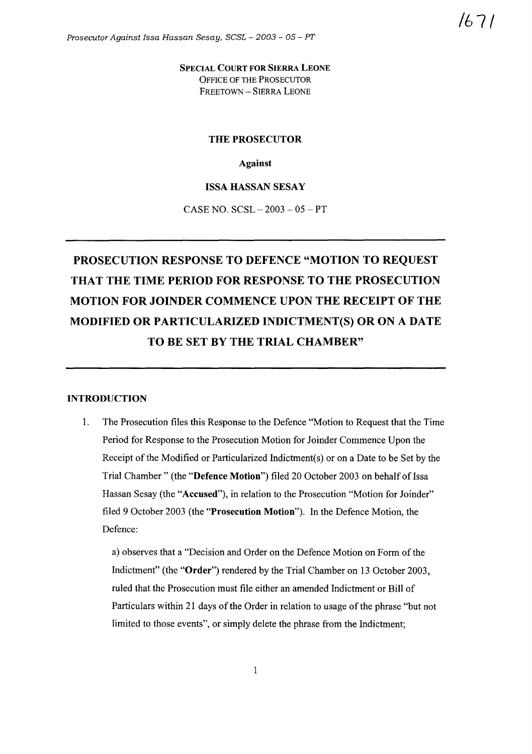SPECIAL COURT FOR SIERRA LEONE
OFFICE OF THE PROSECUTOR
FREETOWN – SIERRA LEONE

**THE PROSECUTOR**

**Against**

**ISSA HASSAN SESAY**

CASE NO. SCSL – 2003 – 05 – PT

# PROSECUTION RESPONSE TO DEFENCE "MOTION TO REQUEST THAT THE TIME PERIOD FOR RESPONSE TO THE PROSECUTION MOTION FOR JOINDER COMMENCE UPON THE RECEIPT OF THE MODIFIED OR PARTICULARIZED INDICTMENT(S) OR ON A DATE TO BE SET BY THE TRIAL CHAMBER"

## INTRODUCTION

1. The Prosecution files this Response to the Defence "Motion to Request that the Time Period for Response to the Prosecution Motion for Joinder Commence Upon the Receipt of the Modified or Particularized Indictment(s) or on a Date to be Set by the Trial Chamber " (the "**Defence Motion**") filed 20 October 2003 on behalf of Issa Hassan Sesay (the "**Accused**"), in relation to the Prosecution "Motion for Joinder" filed 9 October 2003 (the "**Prosecution Motion**"). In the Defence Motion, the Defence:

   a) observes that a "Decision and Order on the Defence Motion on Form of the Indictment" (the "**Order**") rendered by the Trial Chamber on 13 October 2003, ruled that the Prosecution must file either an amended Indictment or Bill of Particulars within 21 days of the Order in relation to usage of the phrase "but not limited to those events", or simply delete the phrase from the Indictment;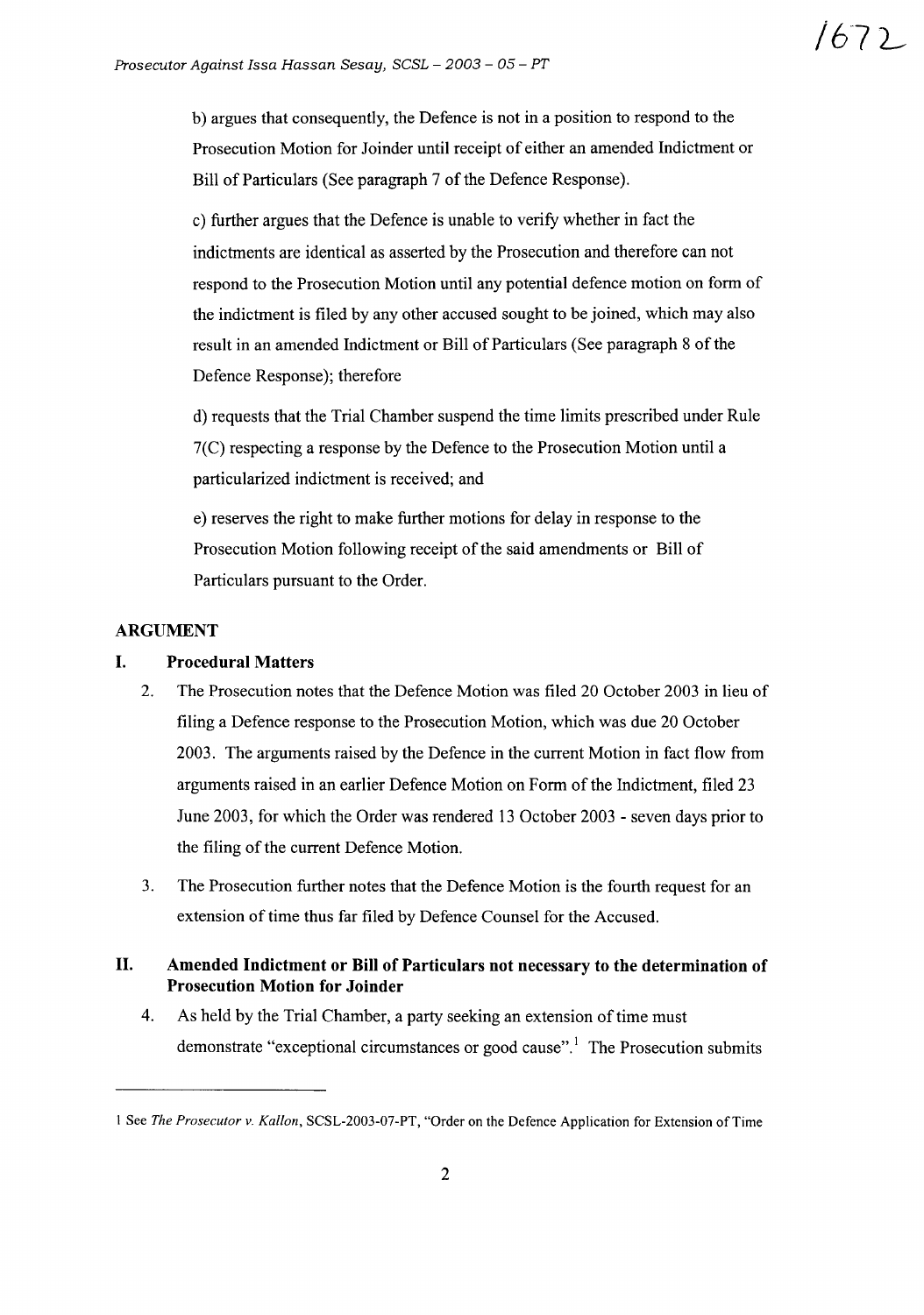b) argues that consequently, the Defence is not in a position to respond to the Prosecution Motion for Joinder until receipt of either an amended Indictment or Bill of Particulars (See paragraph 7 of the Defence Response).

c) further argues that the Defence is unable to verify whether in fact the indictments are identical as asserted by the Prosecution and therefore can not respond to the Prosecution Motion until any potential defence motion on form of the indictment is filed by any other accused sought to be joined, which may also result in an amended Indictment or Bill of Particulars (See paragraph 8 of the Defence Response); therefore

d) requests that the Trial Chamber suspend the time limits prescribed under Rule 7(C) respecting a response by the Defence to the Prosecution Motion until a particularized indictment is received; and

e) reserves the right to make further motions for delay in response to the Prosecution Motion following receipt of the said amendments or Bill of Particulars pursuant to the Order.

## ARGUMENT

### I. Procedural Matters

2. The Prosecution notes that the Defence Motion was filed 20 October 2003 in lieu of filing a Defence response to the Prosecution Motion, which was due 20 October 2003. The arguments raised by the Defence in the current Motion in fact flow from arguments raised in an earlier Defence Motion on Form of the Indictment, filed 23 June 2003, for which the Order was rendered 13 October 2003 - seven days prior to the filing of the current Defence Motion.

3. The Prosecution further notes that the Defence Motion is the fourth request for an extension of time thus far filed by Defence Counsel for the Accused.

### II. Amended Indictment or Bill of Particulars not necessary to the determination of Prosecution Motion for Joinder

4. As held by the Trial Chamber, a party seeking an extension of time must demonstrate "exceptional circumstances or good cause".[1] The Prosecution submits

---

[1] See *The Prosecutor v. Kallon*, SCSL-2003-07-PT, "Order on the Defence Application for Extension of Time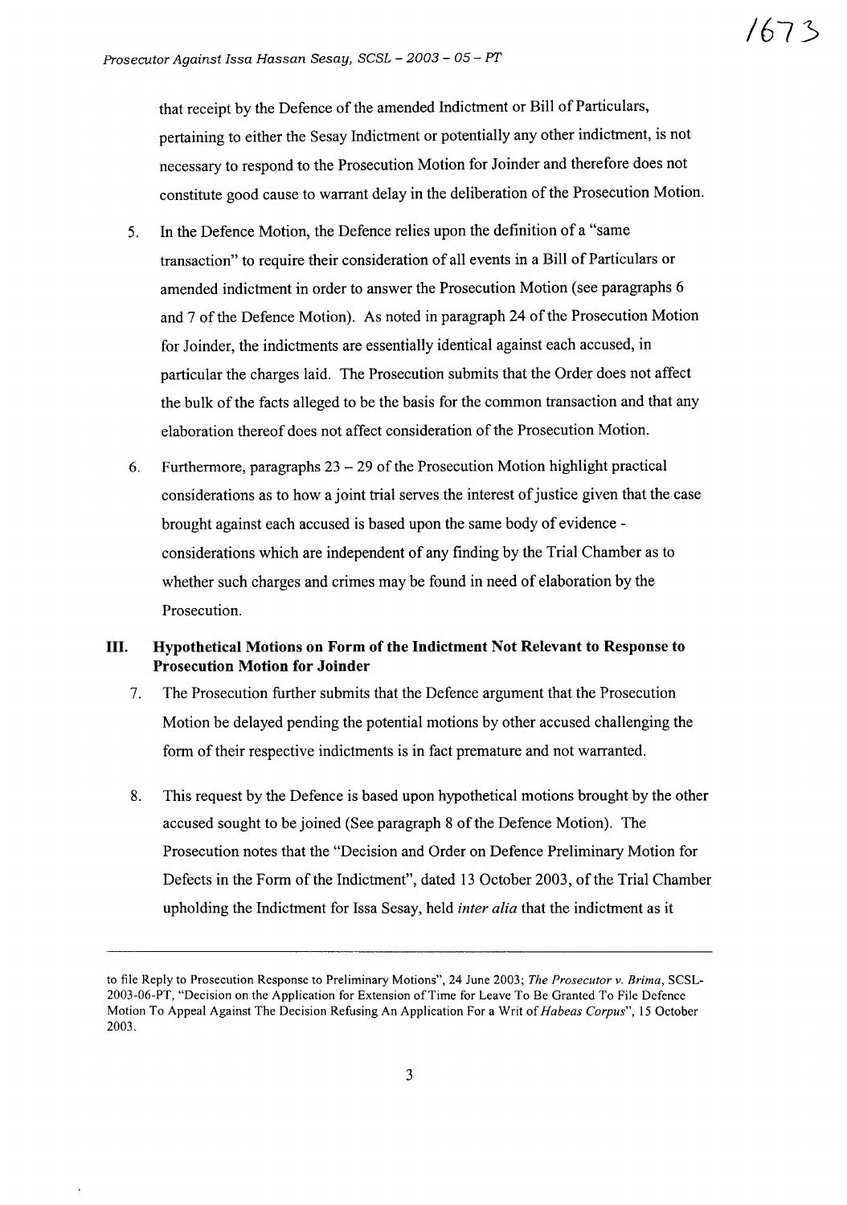that receipt by the Defence of the amended Indictment or Bill of Particulars, pertaining to either the Sesay Indictment or potentially any other indictment, is not necessary to respond to the Prosecution Motion for Joinder and therefore does not constitute good cause to warrant delay in the deliberation of the Prosecution Motion.

5. In the Defence Motion, the Defence relies upon the definition of a "same transaction" to require their consideration of all events in a Bill of Particulars or amended indictment in order to answer the Prosecution Motion (see paragraphs 6 and 7 of the Defence Motion). As noted in paragraph 24 of the Prosecution Motion for Joinder, the indictments are essentially identical against each accused, in particular the charges laid. The Prosecution submits that the Order does not affect the bulk of the facts alleged to be the basis for the common transaction and that any elaboration thereof does not affect consideration of the Prosecution Motion.

6. Furthermore, paragraphs 23 – 29 of the Prosecution Motion highlight practical considerations as to how a joint trial serves the interest of justice given that the case brought against each accused is based upon the same body of evidence - considerations which are independent of any finding by the Trial Chamber as to whether such charges and crimes may be found in need of elaboration by the Prosecution.

## III. Hypothetical Motions on Form of the Indictment Not Relevant to Response to Prosecution Motion for Joinder

7. The Prosecution further submits that the Defence argument that the Prosecution Motion be delayed pending the potential motions by other accused challenging the form of their respective indictments is in fact premature and not warranted.

8. This request by the Defence is based upon hypothetical motions brought by the other accused sought to be joined (See paragraph 8 of the Defence Motion). The Prosecution notes that the "Decision and Order on Defence Preliminary Motion for Defects in the Form of the Indictment", dated 13 October 2003, of the Trial Chamber upholding the Indictment for Issa Sesay, held *inter alia* that the indictment as it

---

to file Reply to Prosecution Response to Preliminary Motions", 24 June 2003; *The Prosecutor v. Brima*, SCSL-2003-06-PT, "Decision on the Application for Extension of Time for Leave To Be Granted To File Defence Motion To Appeal Against The Decision Refusing An Application For a Writ of *Habeas Corpus*", 15 October 2003.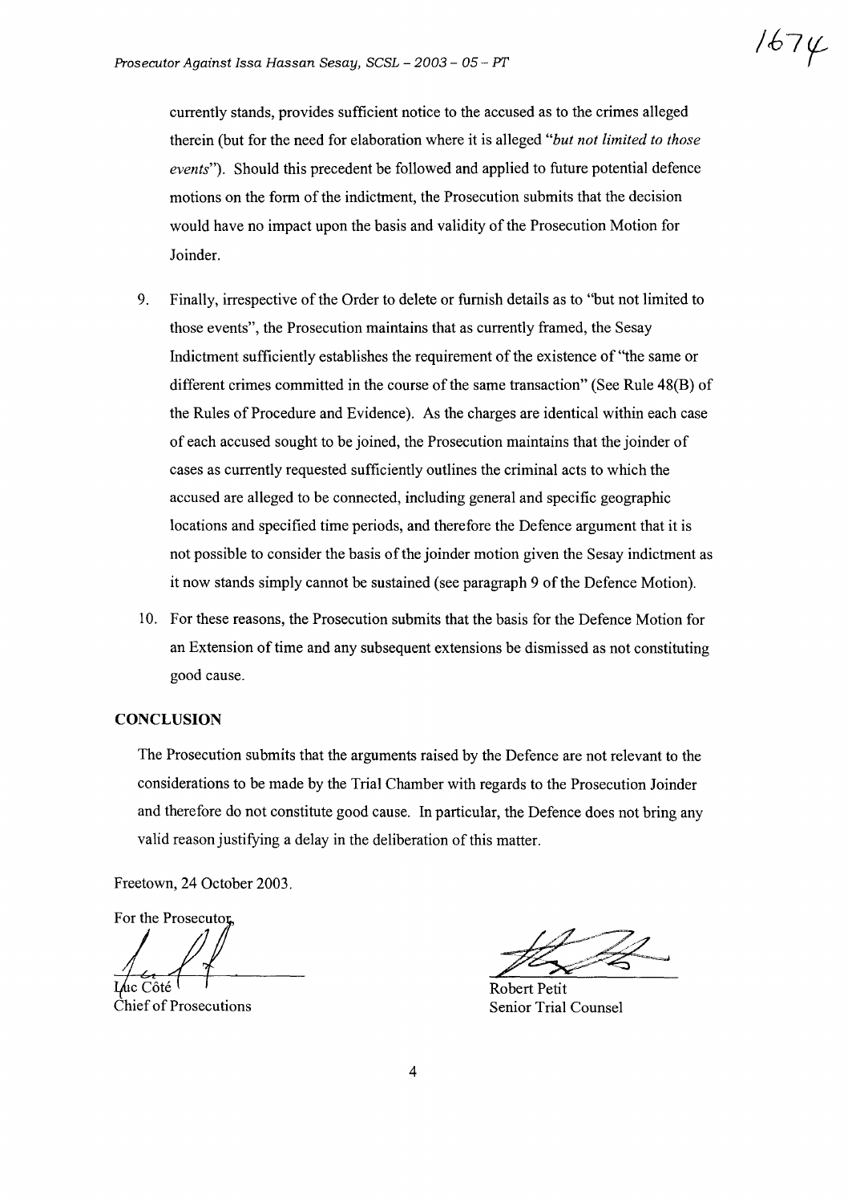currently stands, provides sufficient notice to the accused as to the crimes alleged therein (but for the need for elaboration where it is alleged *"but not limited to those events"*). Should this precedent be followed and applied to future potential defence motions on the form of the indictment, the Prosecution submits that the decision would have no impact upon the basis and validity of the Prosecution Motion for Joinder.

9. Finally, irrespective of the Order to delete or furnish details as to "but not limited to those events", the Prosecution maintains that as currently framed, the Sesay Indictment sufficiently establishes the requirement of the existence of "the same or different crimes committed in the course of the same transaction" (See Rule 48(B) of the Rules of Procedure and Evidence). As the charges are identical within each case of each accused sought to be joined, the Prosecution maintains that the joinder of cases as currently requested sufficiently outlines the criminal acts to which the accused are alleged to be connected, including general and specific geographic locations and specified time periods, and therefore the Defence argument that it is not possible to consider the basis of the joinder motion given the Sesay indictment as it now stands simply cannot be sustained (see paragraph 9 of the Defence Motion).

10. For these reasons, the Prosecution submits that the basis for the Defence Motion for an Extension of time and any subsequent extensions be dismissed as not constituting good cause.

## CONCLUSION

The Prosecution submits that the arguments raised by the Defence are not relevant to the considerations to be made by the Trial Chamber with regards to the Prosecution Joinder and therefore do not constitute good cause. In particular, the Defence does not bring any valid reason justifying a delay in the deliberation of this matter.

Freetown, 24 October 2003.

For the Prosecutor,

Luc Côté
Chief of Prosecutions

Robert Petit
Senior Trial Counsel